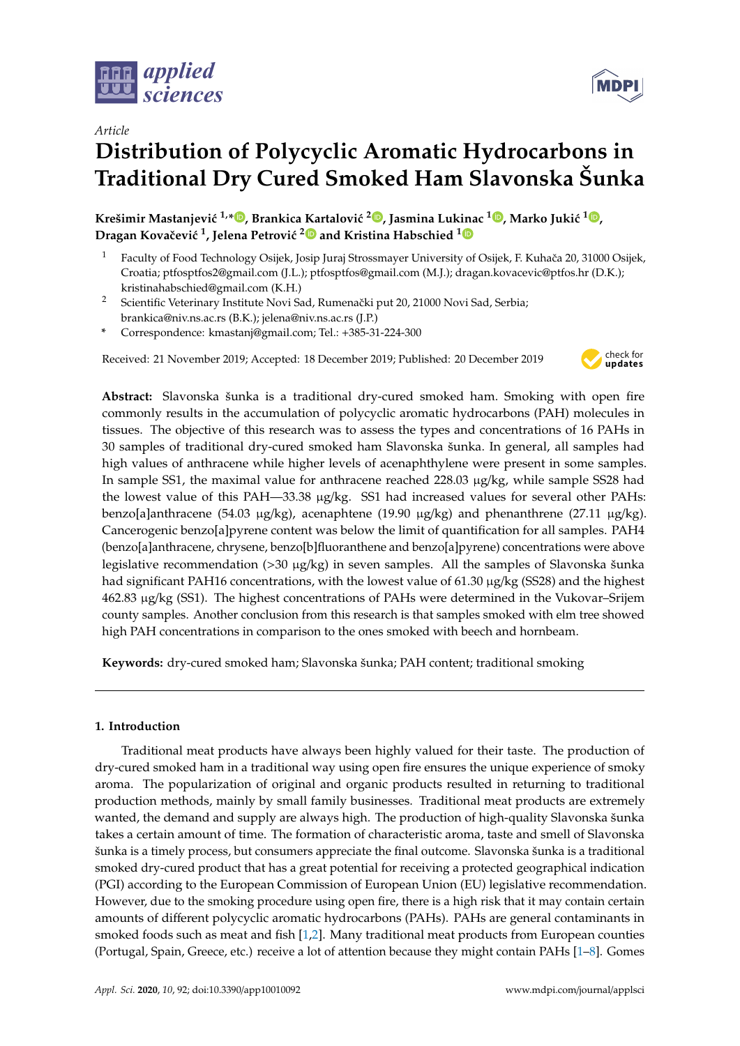*Article*

# Distribution of Polycyclic Aromatic Hydrocarbons in Traditional Dry Cured Smoked Ham Slavonska Šunka

**Krešimir Mastanjević [1,*], Brankica Kartalović [2], Jasmina Lukinac [1], Marko Jukić [1], Dragan Kovačević [1], Jelena Petrović [2] and Kristina Habschied [1]**

[1] Faculty of Food Technology Osijek, Josip Juraj Strossmayer University of Osijek, F. Kuhača 20, 31000 Osijek, Croatia; ptfosptfos2@gmail.com (J.L.); ptfosptfos@gmail.com (M.J.); dragan.kovacevic@ptfos.hr (D.K.); kristinahabschied@gmail.com (K.H.)

[2] Scientific Veterinary Institute Novi Sad, Rumenački put 20, 21000 Novi Sad, Serbia; brankica@niv.ns.ac.rs (B.K.); jelena@niv.ns.ac.rs (J.P.)

* Correspondence: kmastanj@gmail.com; Tel.: +385-31-224-300

Received: 21 November 2019; Accepted: 18 December 2019; Published: 20 December 2019

**Abstract:** Slavonska šunka is a traditional dry-cured smoked ham. Smoking with open fire commonly results in the accumulation of polycyclic aromatic hydrocarbons (PAH) molecules in tissues. The objective of this research was to assess the types and concentrations of 16 PAHs in 30 samples of traditional dry-cured smoked ham Slavonska šunka. In general, all samples had high values of anthracene while higher levels of acenaphthylene were present in some samples. In sample SS1, the maximal value for anthracene reached 228.03 μg/kg, while sample SS28 had the lowest value of this PAH—33.38 μg/kg. SS1 had increased values for several other PAHs: benzo[a]anthracene (54.03 μg/kg), acenaphtene (19.90 μg/kg) and phenanthrene (27.11 μg/kg). Cancerogenic benzo[a]pyrene content was below the limit of quantification for all samples. PAH4 (benzo[a]anthracene, chrysene, benzo[b]fluoranthene and benzo[a]pyrene) concentrations were above legislative recommendation (>30 μg/kg) in seven samples. All the samples of Slavonska šunka had significant PAH16 concentrations, with the lowest value of 61.30 μg/kg (SS28) and the highest 462.83 μg/kg (SS1). The highest concentrations of PAHs were determined in the Vukovar–Srijem county samples. Another conclusion from this research is that samples smoked with elm tree showed high PAH concentrations in comparison to the ones smoked with beech and hornbeam.

**Keywords:** dry-cured smoked ham; Slavonska šunka; PAH content; traditional smoking

## 1. Introduction

Traditional meat products have always been highly valued for their taste. The production of dry-cured smoked ham in a traditional way using open fire ensures the unique experience of smoky aroma. The popularization of original and organic products resulted in returning to traditional production methods, mainly by small family businesses. Traditional meat products are extremely wanted, the demand and supply are always high. The production of high-quality Slavonska šunka takes a certain amount of time. The formation of characteristic aroma, taste and smell of Slavonska šunka is a timely process, but consumers appreciate the final outcome. Slavonska šunka is a traditional smoked dry-cured product that has a great potential for receiving a protected geographical indication (PGI) according to the European Commission of European Union (EU) legislative recommendation. However, due to the smoking procedure using open fire, there is a high risk that it may contain certain amounts of different polycyclic aromatic hydrocarbons (PAHs). PAHs are general contaminants in smoked foods such as meat and fish [1,2]. Many traditional meat products from European counties (Portugal, Spain, Greece, etc.) receive a lot of attention because they might contain PAHs [1–8]. Gomes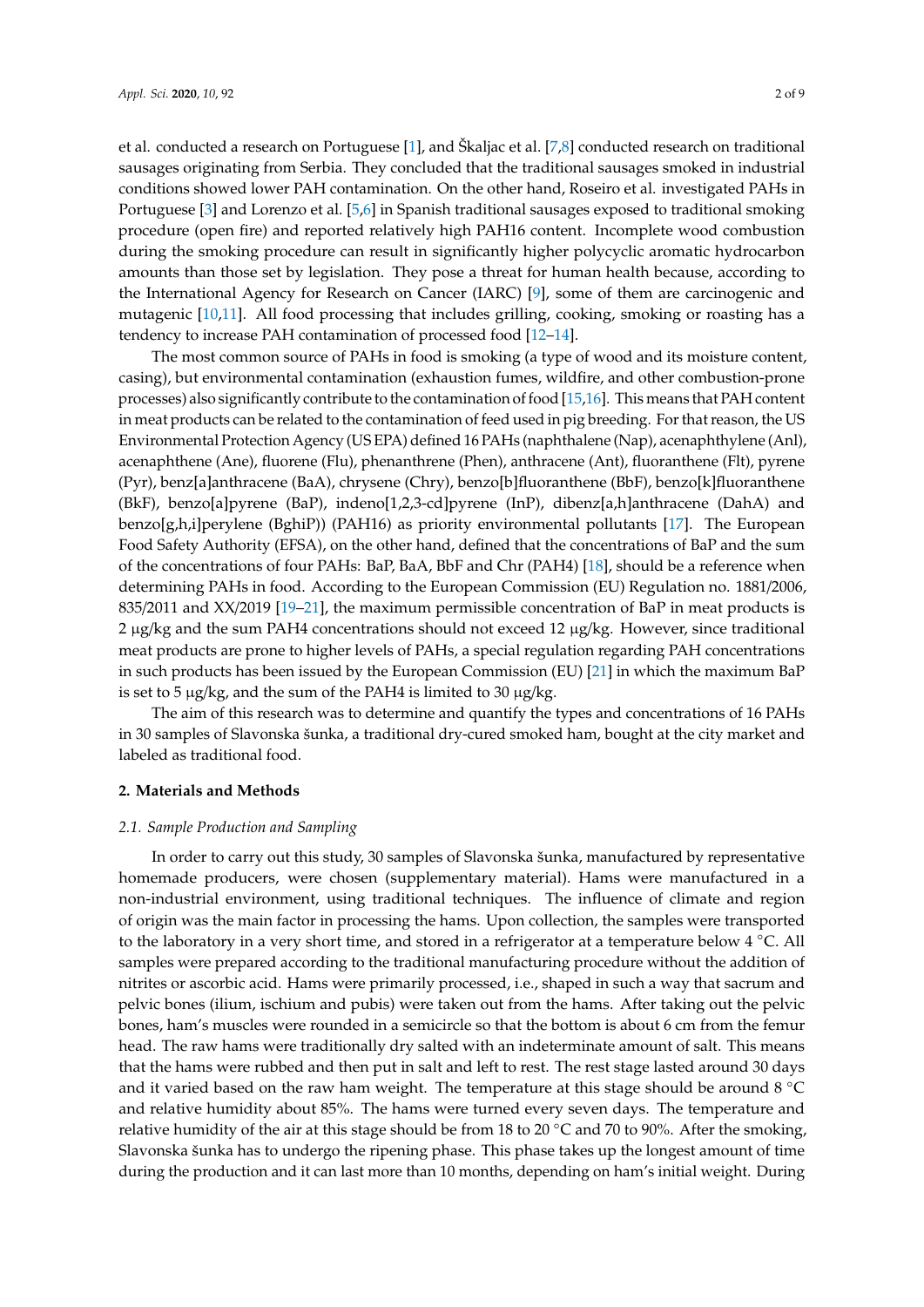et al. conducted a research on Portuguese [1], and Škaljac et al. [7,8] conducted research on traditional sausages originating from Serbia. They concluded that the traditional sausages smoked in industrial conditions showed lower PAH contamination. On the other hand, Roseiro et al. investigated PAHs in Portuguese [3] and Lorenzo et al. [5,6] in Spanish traditional sausages exposed to traditional smoking procedure (open fire) and reported relatively high PAH16 content. Incomplete wood combustion during the smoking procedure can result in significantly higher polycyclic aromatic hydrocarbon amounts than those set by legislation. They pose a threat for human health because, according to the International Agency for Research on Cancer (IARC) [9], some of them are carcinogenic and mutagenic [10,11]. All food processing that includes grilling, cooking, smoking or roasting has a tendency to increase PAH contamination of processed food [12–14].

The most common source of PAHs in food is smoking (a type of wood and its moisture content, casing), but environmental contamination (exhaustion fumes, wildfire, and other combustion-prone processes) also significantly contribute to the contamination of food [15,16]. This means that PAH content in meat products can be related to the contamination of feed used in pig breeding. For that reason, the US Environmental Protection Agency (US EPA) defined 16 PAHs (naphthalene (Nap), acenaphthylene (Anl), acenaphthene (Ane), fluorene (Flu), phenanthrene (Phen), anthracene (Ant), fluoranthene (Flt), pyrene (Pyr), benz[a]anthracene (BaA), chrysene (Chry), benzo[b]fluoranthene (BbF), benzo[k]fluoranthene (BkF), benzo[a]pyrene (BaP), indeno[1,2,3-cd]pyrene (InP), dibenz[a,h]anthracene (DahA) and benzo[g,h,i]perylene (BghiP)) (PAH16) as priority environmental pollutants [17]. The European Food Safety Authority (EFSA), on the other hand, defined that the concentrations of BaP and the sum of the concentrations of four PAHs: BaP, BaA, BbF and Chr (PAH4) [18], should be a reference when determining PAHs in food. According to the European Commission (EU) Regulation no. 1881/2006, 835/2011 and XX/2019 [19–21], the maximum permissible concentration of BaP in meat products is 2 μg/kg and the sum PAH4 concentrations should not exceed 12 μg/kg. However, since traditional meat products are prone to higher levels of PAHs, a special regulation regarding PAH concentrations in such products has been issued by the European Commission (EU) [21] in which the maximum BaP is set to 5 μg/kg, and the sum of the PAH4 is limited to 30 μg/kg.

The aim of this research was to determine and quantify the types and concentrations of 16 PAHs in 30 samples of Slavonska šunka, a traditional dry-cured smoked ham, bought at the city market and labeled as traditional food.

## 2. Materials and Methods

### 2.1. Sample Production and Sampling

In order to carry out this study, 30 samples of Slavonska šunka, manufactured by representative homemade producers, were chosen (supplementary material). Hams were manufactured in a non-industrial environment, using traditional techniques. The influence of climate and region of origin was the main factor in processing the hams. Upon collection, the samples were transported to the laboratory in a very short time, and stored in a refrigerator at a temperature below 4 °C. All samples were prepared according to the traditional manufacturing procedure without the addition of nitrites or ascorbic acid. Hams were primarily processed, i.e., shaped in such a way that sacrum and pelvic bones (ilium, ischium and pubis) were taken out from the hams. After taking out the pelvic bones, ham's muscles were rounded in a semicircle so that the bottom is about 6 cm from the femur head. The raw hams were traditionally dry salted with an indeterminate amount of salt. This means that the hams were rubbed and then put in salt and left to rest. The rest stage lasted around 30 days and it varied based on the raw ham weight. The temperature at this stage should be around 8 °C and relative humidity about 85%. The hams were turned every seven days. The temperature and relative humidity of the air at this stage should be from 18 to 20 °C and 70 to 90%. After the smoking, Slavonska šunka has to undergo the ripening phase. This phase takes up the longest amount of time during the production and it can last more than 10 months, depending on ham's initial weight. During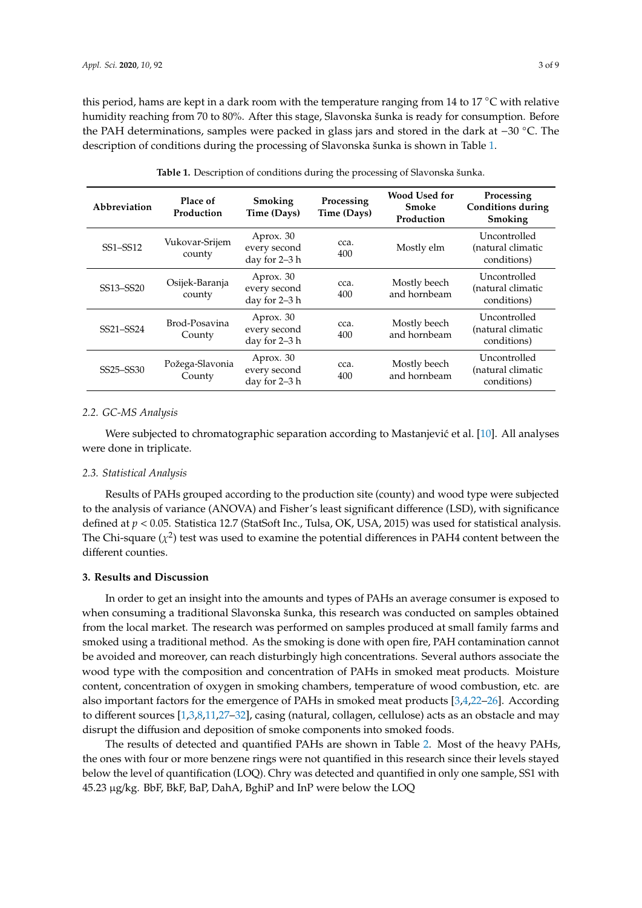this period, hams are kept in a dark room with the temperature ranging from 14 to 17 °C with relative humidity reaching from 70 to 80%. After this stage, Slavonska šunka is ready for consumption. Before the PAH determinations, samples were packed in glass jars and stored in the dark at −30 °C. The description of conditions during the processing of Slavonska šunka is shown in Table 1.

**Table 1.** Description of conditions during the processing of Slavonska šunka.

| Abbreviation | Place of Production | Smoking Time (Days) | Processing Time (Days) | Wood Used for Smoke Production | Processing Conditions during Smoking |
|---|---|---|---|---|---|
| SS1–SS12 | Vukovar-Srijem county | Aprox. 30 every second day for 2–3 h | cca. 400 | Mostly elm | Uncontrolled (natural climatic conditions) |
| SS13–SS20 | Osijek-Baranja county | Aprox. 30 every second day for 2–3 h | cca. 400 | Mostly beech and hornbeam | Uncontrolled (natural climatic conditions) |
| SS21–SS24 | Brod-Posavina County | Aprox. 30 every second day for 2–3 h | cca. 400 | Mostly beech and hornbeam | Uncontrolled (natural climatic conditions) |
| SS25–SS30 | Požega-Slavonia County | Aprox. 30 every second day for 2–3 h | cca. 400 | Mostly beech and hornbeam | Uncontrolled (natural climatic conditions) |

### 2.2. GC-MS Analysis

Were subjected to chromatographic separation according to Mastanjević et al. [10]. All analyses were done in triplicate.

### 2.3. Statistical Analysis

Results of PAHs grouped according to the production site (county) and wood type were subjected to the analysis of variance (ANOVA) and Fisher's least significant difference (LSD), with significance defined at $p < 0.05$. Statistica 12.7 (StatSoft Inc., Tulsa, OK, USA, 2015) was used for statistical analysis. The Chi-square ($\chi^2$) test was used to examine the potential differences in PAH4 content between the different counties.

## 3. Results and Discussion

In order to get an insight into the amounts and types of PAHs an average consumer is exposed to when consuming a traditional Slavonska šunka, this research was conducted on samples obtained from the local market. The research was performed on samples produced at small family farms and smoked using a traditional method. As the smoking is done with open fire, PAH contamination cannot be avoided and moreover, can reach disturbingly high concentrations. Several authors associate the wood type with the composition and concentration of PAHs in smoked meat products. Moisture content, concentration of oxygen in smoking chambers, temperature of wood combustion, etc. are also important factors for the emergence of PAHs in smoked meat products [3,4,22–26]. According to different sources [1,3,8,11,27–32], casing (natural, collagen, cellulose) acts as an obstacle and may disrupt the diffusion and deposition of smoke components into smoked foods.

The results of detected and quantified PAHs are shown in Table 2. Most of the heavy PAHs, the ones with four or more benzene rings were not quantified in this research since their levels stayed below the level of quantification (LOQ). Chry was detected and quantified in only one sample, SS1 with 45.23 μg/kg. BbF, BkF, BaP, DahA, BghiP and InP were below the LOQ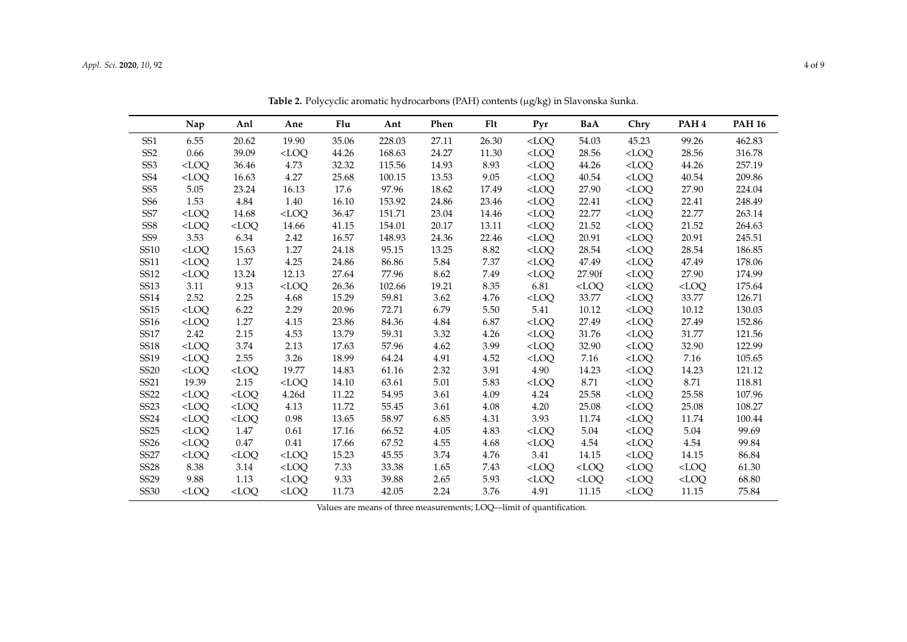**Table 2.** Polycyclic aromatic hydrocarbons (PAH) contents (μg/kg) in Slavonska šunka.

| | Nap | Anl | Ane | Flu | Ant | Phen | Flt | Pyr | BaA | Chry | PAH 4 | PAH 16 |
|---|---|---|---|---|---|---|---|---|---|---|---|---|
| SS1 | 6.55 | 20.62 | 19.90 | 35.06 | 228.03 | 27.11 | 26.30 | <LOQ | 54.03 | 45.23 | 99.26 | 462.83 |
| SS2 | 0.66 | 39.09 | <LOQ | 44.26 | 168.63 | 24.27 | 11.30 | <LOQ | 28.56 | <LOQ | 28.56 | 316.78 |
| SS3 | <LOQ | 36.46 | 4.73 | 32.32 | 115.56 | 14.93 | 8.93 | <LOQ | 44.26 | <LOQ | 44.26 | 257.19 |
| SS4 | <LOQ | 16.63 | 4.27 | 25.68 | 100.15 | 13.53 | 9.05 | <LOQ | 40.54 | <LOQ | 40.54 | 209.86 |
| SS5 | 5.05 | 23.24 | 16.13 | 17.6 | 97.96 | 18.62 | 17.49 | <LOQ | 27.90 | <LOQ | 27.90 | 224.04 |
| SS6 | 1.53 | 4.84 | 1.40 | 16.10 | 153.92 | 24.86 | 23.46 | <LOQ | 22.41 | <LOQ | 22.41 | 248.49 |
| SS7 | <LOQ | 14.68 | <LOQ | 36.47 | 151.71 | 23.04 | 14.46 | <LOQ | 22.77 | <LOQ | 22.77 | 263.14 |
| SS8 | <LOQ | <LOQ | 14.66 | 41.15 | 154.01 | 20.17 | 13.11 | <LOQ | 21.52 | <LOQ | 21.52 | 264.63 |
| SS9 | 3.53 | 6.34 | 2.42 | 16.57 | 148.93 | 24.36 | 22.46 | <LOQ | 20.91 | <LOQ | 20.91 | 245.51 |
| SS10 | <LOQ | 15.63 | 1.27 | 24.18 | 95.15 | 13.25 | 8.82 | <LOQ | 28.54 | <LOQ | 28.54 | 186.85 |
| SS11 | <LOQ | 1.37 | 4.25 | 24.86 | 86.86 | 5.84 | 7.37 | <LOQ | 47.49 | <LOQ | 47.49 | 178.06 |
| SS12 | <LOQ | 13.24 | 12.13 | 27.64 | 77.96 | 8.62 | 7.49 | <LOQ | 27.90f | <LOQ | 27.90 | 174.99 |
| SS13 | 3.11 | 9.13 | <LOQ | 26.36 | 102.66 | 19.21 | 8.35 | 6.81 | <LOQ | <LOQ | <LOQ | 175.64 |
| SS14 | 2.52 | 2.25 | 4.68 | 15.29 | 59.81 | 3.62 | 4.76 | <LOQ | 33.77 | <LOQ | 33.77 | 126.71 |
| SS15 | <LOQ | 6.22 | 2.29 | 20.96 | 72.71 | 6.79 | 5.50 | 5.41 | 10.12 | <LOQ | 10.12 | 130.03 |
| SS16 | <LOQ | 1.27 | 4.15 | 23.86 | 84.36 | 4.84 | 6.87 | <LOQ | 27.49 | <LOQ | 27.49 | 152.86 |
| SS17 | 2.42 | 2.15 | 4.53 | 13.79 | 59.31 | 3.32 | 4.26 | <LOQ | 31.76 | <LOQ | 31.77 | 121.56 |
| SS18 | <LOQ | 3.74 | 2.13 | 17.63 | 57.96 | 4.62 | 3.99 | <LOQ | 32.90 | <LOQ | 32.90 | 122.99 |
| SS19 | <LOQ | 2.55 | 3.26 | 18.99 | 64.24 | 4.91 | 4.52 | <LOQ | 7.16 | <LOQ | 7.16 | 105.65 |
| SS20 | <LOQ | <LOQ | 19.77 | 14.83 | 61.16 | 2.32 | 3.91 | 4.90 | 14.23 | <LOQ | 14.23 | 121.12 |
| SS21 | 19.39 | 2.15 | <LOQ | 14.10 | 63.61 | 5.01 | 5.83 | <LOQ | 8.71 | <LOQ | 8.71 | 118.81 |
| SS22 | <LOQ | <LOQ | 4.26d | 11.22 | 54.95 | 3.61 | 4.09 | 4.24 | 25.58 | <LOQ | 25.58 | 107.96 |
| SS23 | <LOQ | <LOQ | 4.13 | 11.72 | 55.45 | 3.61 | 4.08 | 4.20 | 25.08 | <LOQ | 25.08 | 108.27 |
| SS24 | <LOQ | <LOQ | 0.98 | 13.65 | 58.97 | 6.85 | 4.31 | 3.93 | 11.74 | <LOQ | 11.74 | 100.44 |
| SS25 | <LOQ | 1.47 | 0.61 | 17.16 | 66.52 | 4.05 | 4.83 | <LOQ | 5.04 | <LOQ | 5.04 | 99.69 |
| SS26 | <LOQ | 0.47 | 0.41 | 17.66 | 67.52 | 4.55 | 4.68 | <LOQ | 4.54 | <LOQ | 4.54 | 99.84 |
| SS27 | <LOQ | <LOQ | <LOQ | 15.23 | 45.55 | 3.74 | 4.76 | 3.41 | 14.15 | <LOQ | 14.15 | 86.84 |
| SS28 | 8.38 | 3.14 | <LOQ | 7.33 | 33.38 | 1.65 | 7.43 | <LOQ | <LOQ | <LOQ | <LOQ | 61.30 |
| SS29 | 9.88 | 1.13 | <LOQ | 9.33 | 39.88 | 2.65 | 5.93 | <LOQ | <LOQ | <LOQ | <LOQ | 68.80 |
| SS30 | <LOQ | <LOQ | <LOQ | 11.73 | 42.05 | 2.24 | 3.76 | 4.91 | 11.15 | <LOQ | 11.15 | 75.84 |

Values are means of three measurements; LOQ—limit of quantification.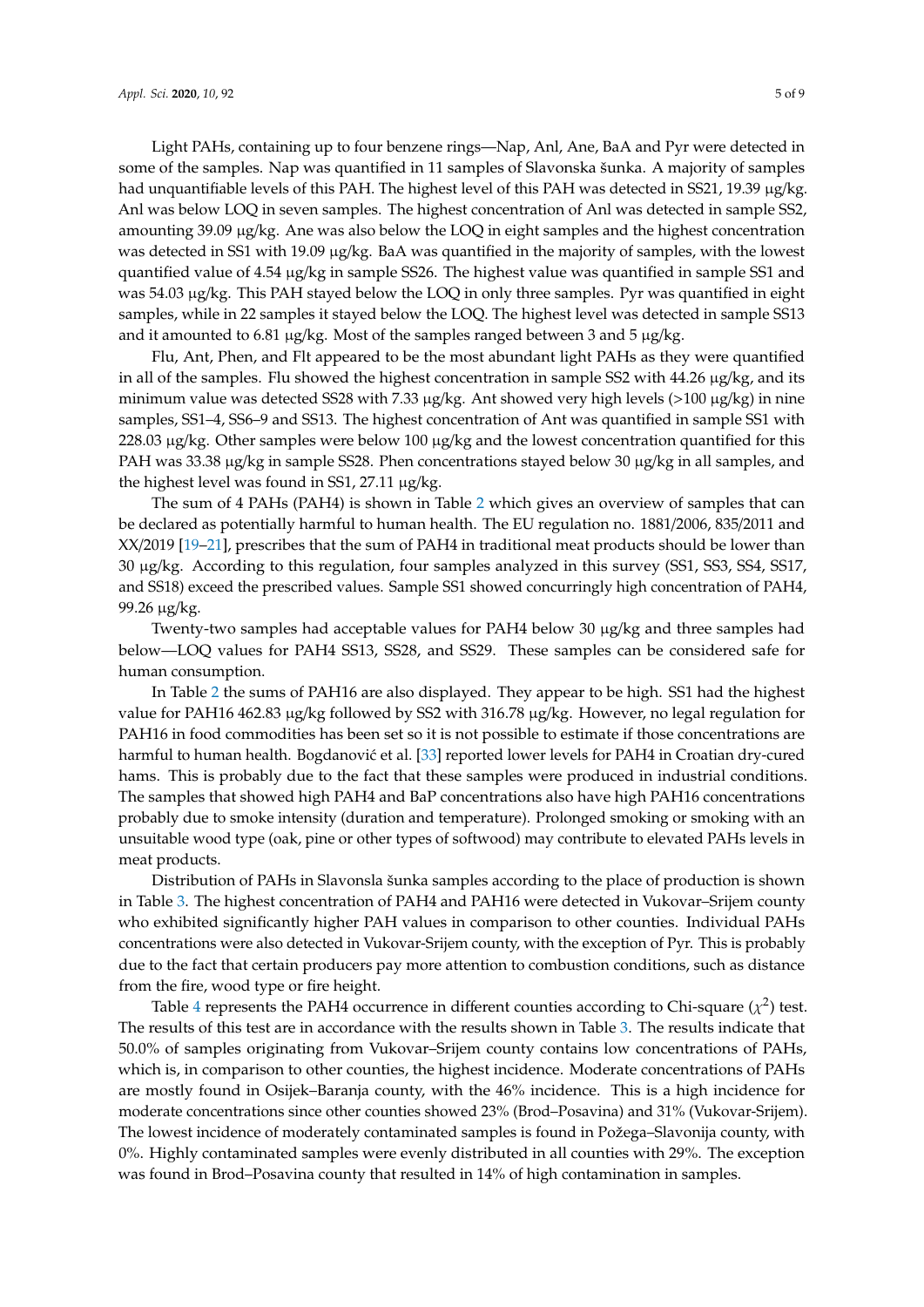Light PAHs, containing up to four benzene rings—Nap, Anl, Ane, BaA and Pyr were detected in some of the samples. Nap was quantified in 11 samples of Slavonska šunka. A majority of samples had unquantifiable levels of this PAH. The highest level of this PAH was detected in SS21, 19.39 µg/kg. Anl was below LOQ in seven samples. The highest concentration of Anl was detected in sample SS2, amounting 39.09 µg/kg. Ane was also below the LOQ in eight samples and the highest concentration was detected in SS1 with 19.09 µg/kg. BaA was quantified in the majority of samples, with the lowest quantified value of 4.54 µg/kg in sample SS26. The highest value was quantified in sample SS1 and was 54.03 µg/kg. This PAH stayed below the LOQ in only three samples. Pyr was quantified in eight samples, while in 22 samples it stayed below the LOQ. The highest level was detected in sample SS13 and it amounted to 6.81 µg/kg. Most of the samples ranged between 3 and 5 µg/kg.

Flu, Ant, Phen, and Flt appeared to be the most abundant light PAHs as they were quantified in all of the samples. Flu showed the highest concentration in sample SS2 with 44.26 µg/kg, and its minimum value was detected SS28 with 7.33 µg/kg. Ant showed very high levels (>100 µg/kg) in nine samples, SS1–4, SS6–9 and SS13. The highest concentration of Ant was quantified in sample SS1 with 228.03 µg/kg. Other samples were below 100 µg/kg and the lowest concentration quantified for this PAH was 33.38 µg/kg in sample SS28. Phen concentrations stayed below 30 µg/kg in all samples, and the highest level was found in SS1, 27.11 µg/kg.

The sum of 4 PAHs (PAH4) is shown in Table 2 which gives an overview of samples that can be declared as potentially harmful to human health. The EU regulation no. 1881/2006, 835/2011 and XX/2019 [19–21], prescribes that the sum of PAH4 in traditional meat products should be lower than 30 µg/kg. According to this regulation, four samples analyzed in this survey (SS1, SS3, SS4, SS17, and SS18) exceed the prescribed values. Sample SS1 showed concurringly high concentration of PAH4, 99.26 µg/kg.

Twenty-two samples had acceptable values for PAH4 below 30 µg/kg and three samples had below—LOQ values for PAH4 SS13, SS28, and SS29. These samples can be considered safe for human consumption.

In Table 2 the sums of PAH16 are also displayed. They appear to be high. SS1 had the highest value for PAH16 462.83 µg/kg followed by SS2 with 316.78 µg/kg. However, no legal regulation for PAH16 in food commodities has been set so it is not possible to estimate if those concentrations are harmful to human health. Bogdanović et al. [33] reported lower levels for PAH4 in Croatian dry-cured hams. This is probably due to the fact that these samples were produced in industrial conditions. The samples that showed high PAH4 and BaP concentrations also have high PAH16 concentrations probably due to smoke intensity (duration and temperature). Prolonged smoking or smoking with an unsuitable wood type (oak, pine or other types of softwood) may contribute to elevated PAHs levels in meat products.

Distribution of PAHs in Slavonsla šunka samples according to the place of production is shown in Table 3. The highest concentration of PAH4 and PAH16 were detected in Vukovar–Srijem county who exhibited significantly higher PAH values in comparison to other counties. Individual PAHs concentrations were also detected in Vukovar-Srijem county, with the exception of Pyr. This is probably due to the fact that certain producers pay more attention to combustion conditions, such as distance from the fire, wood type or fire height.

Table 4 represents the PAH4 occurrence in different counties according to Chi-square ($\chi^2$) test. The results of this test are in accordance with the results shown in Table 3. The results indicate that 50.0% of samples originating from Vukovar–Srijem county contains low concentrations of PAHs, which is, in comparison to other counties, the highest incidence. Moderate concentrations of PAHs are mostly found in Osijek–Baranja county, with the 46% incidence. This is a high incidence for moderate concentrations since other counties showed 23% (Brod–Posavina) and 31% (Vukovar-Srijem). The lowest incidence of moderately contaminated samples is found in Požega–Slavonija county, with 0%. Highly contaminated samples were evenly distributed in all counties with 29%. The exception was found in Brod–Posavina county that resulted in 14% of high contamination in samples.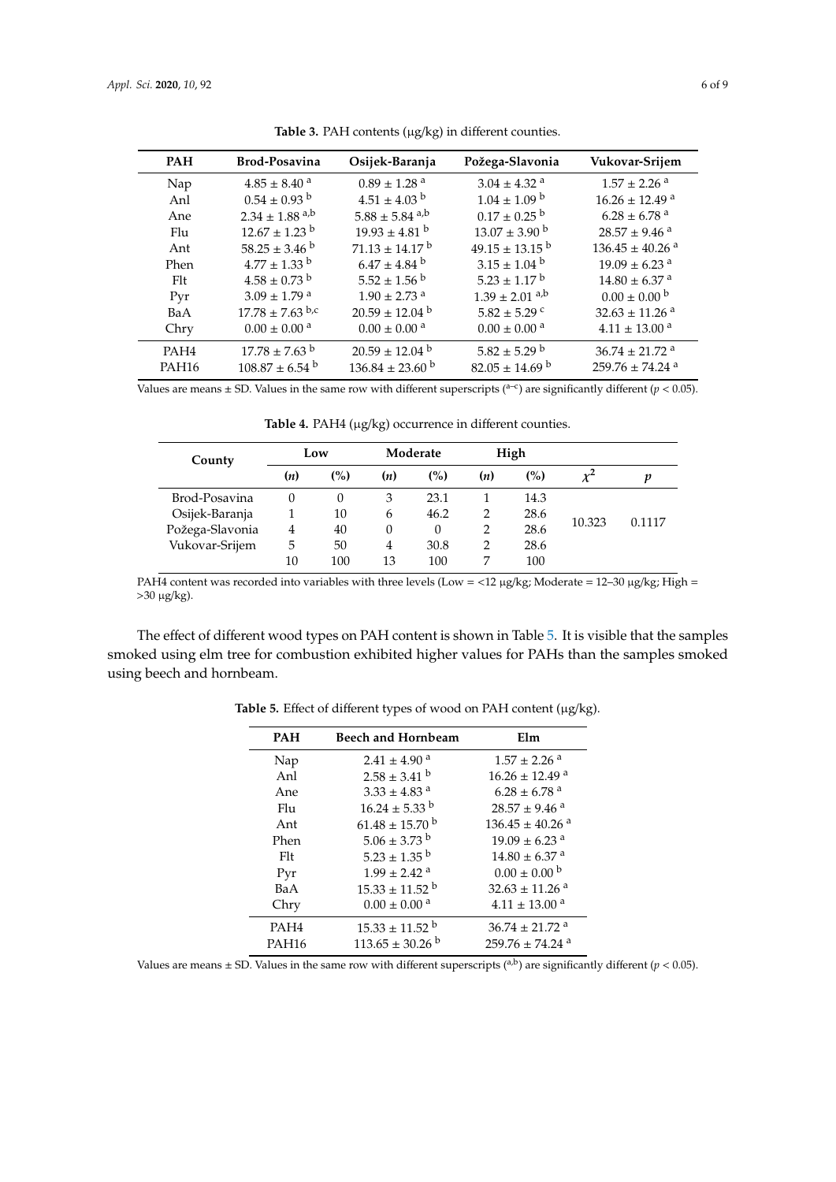**Table 3.** PAH contents (μg/kg) in different counties.

| PAH | Brod-Posavina | Osijek-Baranja | Požega-Slavonia | Vukovar-Srijem |
|---|---|---|---|---|
| Nap | 4.85 ± 8.40 $^{a}$ | 0.89 ± 1.28 $^{a}$ | 3.04 ± 4.32 $^{a}$ | 1.57 ± 2.26 $^{a}$ |
| Anl | 0.54 ± 0.93 $^{b}$ | 4.51 ± 4.03 $^{b}$ | 1.04 ± 1.09 $^{b}$ | 16.26 ± 12.49 $^{a}$ |
| Ane | 2.34 ± 1.88 $^{a,b}$ | 5.88 ± 5.84 $^{a,b}$ | 0.17 ± 0.25 $^{b}$ | 6.28 ± 6.78 $^{a}$ |
| Flu | 12.67 ± 1.23 $^{b}$ | 19.93 ± 4.81 $^{b}$ | 13.07 ± 3.90 $^{b}$ | 28.57 ± 9.46 $^{a}$ |
| Ant | 58.25 ± 3.46 $^{b}$ | 71.13 ± 14.17 $^{b}$ | 49.15 ± 13.15 $^{b}$ | 136.45 ± 40.26 $^{a}$ |
| Phen | 4.77 ± 1.33 $^{b}$ | 6.47 ± 4.84 $^{b}$ | 3.15 ± 1.04 $^{b}$ | 19.09 ± 6.23 $^{a}$ |
| Flt | 4.58 ± 0.73 $^{b}$ | 5.52 ± 1.56 $^{b}$ | 5.23 ± 1.17 $^{b}$ | 14.80 ± 6.37 $^{a}$ |
| Pyr | 3.09 ± 1.79 $^{a}$ | 1.90 ± 2.73 $^{a}$ | 1.39 ± 2.01 $^{a,b}$ | 0.00 ± 0.00 $^{b}$ |
| BaA | 17.78 ± 7.63 $^{b,c}$ | 20.59 ± 12.04 $^{b}$ | 5.82 ± 5.29 $^{c}$ | 32.63 ± 11.26 $^{a}$ |
| Chry | 0.00 ± 0.00 $^{a}$ | 0.00 ± 0.00 $^{a}$ | 0.00 ± 0.00 $^{a}$ | 4.11 ± 13.00 $^{a}$ |
| PAH4 | 17.78 ± 7.63 $^{b}$ | 20.59 ± 12.04 $^{b}$ | 5.82 ± 5.29 $^{b}$ | 36.74 ± 21.72 $^{a}$ |
| PAH16 | 108.87 ± 6.54 $^{b}$ | 136.84 ± 23.60 $^{b}$ | 82.05 ± 14.69 $^{b}$ | 259.76 ± 74.24 $^{a}$ |

Values are means ± SD. Values in the same row with different superscripts ($^{a\text{–}c}$) are significantly different ($p < 0.05$).

**Table 4.** PAH4 (μg/kg) occurrence in different counties.

| County | Low | | Moderate | | High | | | |
|---|---|---|---|---|---|---|---|---|
| | ($n$) | (%) | ($n$) | (%) | ($n$) | (%) | $\chi^2$ | $p$ |
| Brod-Posavina | 0 | 0 | 3 | 23.1 | 1 | 14.3 | 10.323 | 0.1117 |
| Osijek-Baranja | 1 | 10 | 6 | 46.2 | 2 | 28.6 | | |
| Požega-Slavonia | 4 | 40 | 0 | 0 | 2 | 28.6 | | |
| Vukovar-Srijem | 5 | 50 | 4 | 30.8 | 2 | 28.6 | | |
| | 10 | 100 | 13 | 100 | 7 | 100 | | |

PAH4 content was recorded into variables with three levels (Low = <12 μg/kg; Moderate = 12–30 μg/kg; High = >30 μg/kg).

The effect of different wood types on PAH content is shown in Table 5. It is visible that the samples smoked using elm tree for combustion exhibited higher values for PAHs than the samples smoked using beech and hornbeam.

**Table 5.** Effect of different types of wood on PAH content (μg/kg).

| PAH | Beech and Hornbeam | Elm |
|---|---|---|
| Nap | 2.41 ± 4.90 $^{a}$ | 1.57 ± 2.26 $^{a}$ |
| Anl | 2.58 ± 3.41 $^{b}$ | 16.26 ± 12.49 $^{a}$ |
| Ane | 3.33 ± 4.83 $^{a}$ | 6.28 ± 6.78 $^{a}$ |
| Flu | 16.24 ± 5.33 $^{b}$ | 28.57 ± 9.46 $^{a}$ |
| Ant | 61.48 ± 15.70 $^{b}$ | 136.45 ± 40.26 $^{a}$ |
| Phen | 5.06 ± 3.73 $^{b}$ | 19.09 ± 6.23 $^{a}$ |
| Flt | 5.23 ± 1.35 $^{b}$ | 14.80 ± 6.37 $^{a}$ |
| Pyr | 1.99 ± 2.42 $^{a}$ | 0.00 ± 0.00 $^{b}$ |
| BaA | 15.33 ± 11.52 $^{b}$ | 32.63 ± 11.26 $^{a}$ |
| Chry | 0.00 ± 0.00 $^{a}$ | 4.11 ± 13.00 $^{a}$ |
| PAH4 | 15.33 ± 11.52 $^{b}$ | 36.74 ± 21.72 $^{a}$ |
| PAH16 | 113.65 ± 30.26 $^{b}$ | 259.76 ± 74.24 $^{a}$ |

Values are means ± SD. Values in the same row with different superscripts ($^{a,b}$) are significantly different ($p < 0.05$).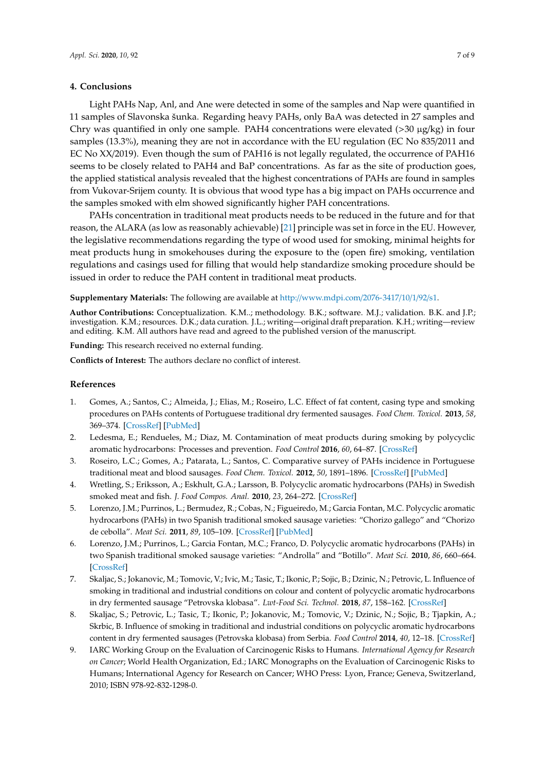## 4. Conclusions

Light PAHs Nap, Anl, and Ane were detected in some of the samples and Nap were quantified in 11 samples of Slavonska šunka. Regarding heavy PAHs, only BaA was detected in 27 samples and Chry was quantified in only one sample. PAH4 concentrations were elevated (>30 µg/kg) in four samples (13.3%), meaning they are not in accordance with the EU regulation (EC No 835/2011 and EC No XX/2019). Even though the sum of PAH16 is not legally regulated, the occurrence of PAH16 seems to be closely related to PAH4 and BaP concentrations. As far as the site of production goes, the applied statistical analysis revealed that the highest concentrations of PAHs are found in samples from Vukovar-Srijem county. It is obvious that wood type has a big impact on PAHs occurrence and the samples smoked with elm showed significantly higher PAH concentrations.

PAHs concentration in traditional meat products needs to be reduced in the future and for that reason, the ALARA (as low as reasonably achievable) [21] principle was set in force in the EU. However, the legislative recommendations regarding the type of wood used for smoking, minimal heights for meat products hung in smokehouses during the exposure to the (open fire) smoking, ventilation regulations and casings used for filling that would help standardize smoking procedure should be issued in order to reduce the PAH content in traditional meat products.

**Supplementary Materials:** The following are available at http://www.mdpi.com/2076-3417/10/1/92/s1.

**Author Contributions:** Conceptualization. K.M..; methodology. B.K.; software. M.J.; validation. B.K. and J.P.; investigation. K.M.; resources. D.K.; data curation. J.L.; writing—original draft preparation. K.H.; writing—review and editing. K.M. All authors have read and agreed to the published version of the manuscript.

**Funding:** This research received no external funding.

**Conflicts of Interest:** The authors declare no conflict of interest.

## References

1. Gomes, A.; Santos, C.; Almeida, J.; Elias, M.; Roseiro, L.C. Effect of fat content, casing type and smoking procedures on PAHs contents of Portuguese traditional dry fermented sausages. *Food Chem. Toxicol.* **2013**, *58*, 369–374. [CrossRef] [PubMed]
2. Ledesma, E.; Rendueles, M.; Diaz, M. Contamination of meat products during smoking by polycyclic aromatic hydrocarbons: Processes and prevention. *Food Control* **2016**, *60*, 64–87. [CrossRef]
3. Roseiro, L.C.; Gomes, A.; Patarata, L.; Santos, C. Comparative survey of PAHs incidence in Portuguese traditional meat and blood sausages. *Food Chem. Toxicol.* **2012**, *50*, 1891–1896. [CrossRef] [PubMed]
4. Wretling, S.; Eriksson, A.; Eskhult, G.A.; Larsson, B. Polycyclic aromatic hydrocarbons (PAHs) in Swedish smoked meat and fish. *J. Food Compos. Anal.* **2010**, *23*, 264–272. [CrossRef]
5. Lorenzo, J.M.; Purrinos, L.; Bermudez, R.; Cobas, N.; Figueiredo, M.; Garcia Fontan, M.C. Polycyclic aromatic hydrocarbons (PAHs) in two Spanish traditional smoked sausage varieties: "Chorizo gallego" and "Chorizo de cebolla". *Meat Sci.* **2011**, *89*, 105–109. [CrossRef] [PubMed]
6. Lorenzo, J.M.; Purrinos, L.; Garcia Fontan, M.C.; Franco, D. Polycyclic aromatic hydrocarbons (PAHs) in two Spanish traditional smoked sausage varieties: "Androlla" and "Botillo". *Meat Sci.* **2010**, *86*, 660–664. [CrossRef]
7. Skaljac, S.; Jokanovic, M.; Tomovic, V.; Ivic, M.; Tasic, T.; Ikonic, P.; Sojic, B.; Dzinic, N.; Petrovic, L. Influence of smoking in traditional and industrial conditions on colour and content of polycyclic aromatic hydrocarbons in dry fermented sausage "Petrovska klobasa". *Lwt-Food Sci. Technol.* **2018**, *87*, 158–162. [CrossRef]
8. Skaljac, S.; Petrovic, L.; Tasic, T.; Ikonic, P.; Jokanovic, M.; Tomovic, V.; Dzinic, N.; Sojic, B.; Tjapkin, A.; Skrbic, B. Influence of smoking in traditional and industrial conditions on polycyclic aromatic hydrocarbons content in dry fermented sausages (Petrovska klobasa) from Serbia. *Food Control* **2014**, *40*, 12–18. [CrossRef]
9. IARC Working Group on the Evaluation of Carcinogenic Risks to Humans. *International Agency for Research on Cancer*; World Health Organization, Ed.; IARC Monographs on the Evaluation of Carcinogenic Risks to Humans; International Agency for Research on Cancer; WHO Press: Lyon, France; Geneva, Switzerland, 2010; ISBN 978-92-832-1298-0.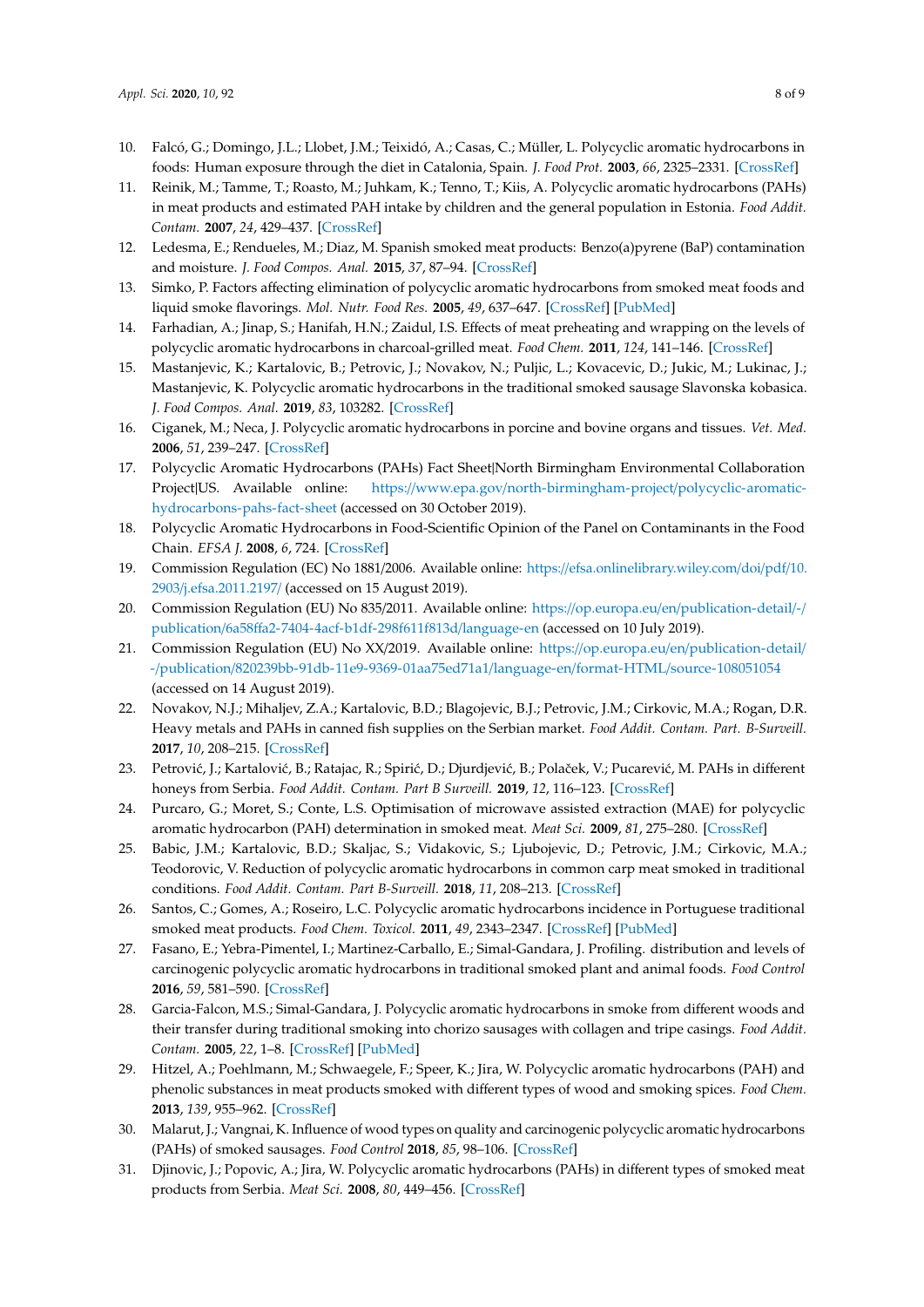10. Falcó, G.; Domingo, J.L.; Llobet, J.M.; Teixidó, A.; Casas, C.; Müller, L. Polycyclic aromatic hydrocarbons in foods: Human exposure through the diet in Catalonia, Spain. *J. Food Prot.* **2003**, *66*, 2325–2331. [CrossRef]
11. Reinik, M.; Tamme, T.; Roasto, M.; Juhkam, K.; Tenno, T.; Kiis, A. Polycyclic aromatic hydrocarbons (PAHs) in meat products and estimated PAH intake by children and the general population in Estonia. *Food Addit. Contam.* **2007**, *24*, 429–437. [CrossRef]
12. Ledesma, E.; Rendueles, M.; Diaz, M. Spanish smoked meat products: Benzo(a)pyrene (BaP) contamination and moisture. *J. Food Compos. Anal.* **2015**, *37*, 87–94. [CrossRef]
13. Simko, P. Factors affecting elimination of polycyclic aromatic hydrocarbons from smoked meat foods and liquid smoke flavorings. *Mol. Nutr. Food Res.* **2005**, *49*, 637–647. [CrossRef] [PubMed]
14. Farhadian, A.; Jinap, S.; Hanifah, H.N.; Zaidul, I.S. Effects of meat preheating and wrapping on the levels of polycyclic aromatic hydrocarbons in charcoal-grilled meat. *Food Chem.* **2011**, *124*, 141–146. [CrossRef]
15. Mastanjevic, K.; Kartalovic, B.; Petrovic, J.; Novakov, N.; Puljic, L.; Kovacevic, D.; Jukic, M.; Lukinac, J.; Mastanjevic, K. Polycyclic aromatic hydrocarbons in the traditional smoked sausage Slavonska kobasica. *J. Food Compos. Anal.* **2019**, *83*, 103282. [CrossRef]
16. Ciganek, M.; Neca, J. Polycyclic aromatic hydrocarbons in porcine and bovine organs and tissues. *Vet. Med.* **2006**, *51*, 239–247. [CrossRef]
17. Polycyclic Aromatic Hydrocarbons (PAHs) Fact Sheet|North Birmingham Environmental Collaboration Project|US. Available online: https://www.epa.gov/north-birmingham-project/polycyclic-aromatic-hydrocarbons-pahs-fact-sheet (accessed on 30 October 2019).
18. Polycyclic Aromatic Hydrocarbons in Food-Scientific Opinion of the Panel on Contaminants in the Food Chain. *EFSA J.* **2008**, *6*, 724. [CrossRef]
19. Commission Regulation (EC) No 1881/2006. Available online: https://efsa.onlinelibrary.wiley.com/doi/pdf/10.2903/j.efsa.2011.2197/ (accessed on 15 August 2019).
20. Commission Regulation (EU) No 835/2011. Available online: https://op.europa.eu/en/publication-detail/-/publication/6a58ffa2-7404-4acf-b1df-298f611f813d/language-en (accessed on 10 July 2019).
21. Commission Regulation (EU) No XX/2019. Available online: https://op.europa.eu/en/publication-detail/-/publication/820239bb-91db-11e9-9369-01aa75ed71a1/language-en/format-HTML/source-108051054 (accessed on 14 August 2019).
22. Novakov, N.J.; Mihaljev, Z.A.; Kartalovic, B.D.; Blagojevic, B.J.; Petrovic, J.M.; Cirkovic, M.A.; Rogan, D.R. Heavy metals and PAHs in canned fish supplies on the Serbian market. *Food Addit. Contam. Part. B-Surveill.* **2017**, *10*, 208–215. [CrossRef]
23. Petrović, J.; Kartalović, B.; Ratajac, R.; Spirić, D.; Djurdjević, B.; Polaček, V.; Pucarević, M. PAHs in different honeys from Serbia. *Food Addit. Contam. Part B Surveill.* **2019**, *12*, 116–123. [CrossRef]
24. Purcaro, G.; Moret, S.; Conte, L.S. Optimisation of microwave assisted extraction (MAE) for polycyclic aromatic hydrocarbon (PAH) determination in smoked meat. *Meat Sci.* **2009**, *81*, 275–280. [CrossRef]
25. Babic, J.M.; Kartalovic, B.D.; Skaljac, S.; Vidakovic, S.; Ljubojevic, D.; Petrovic, J.M.; Cirkovic, M.A.; Teodorovic, V. Reduction of polycyclic aromatic hydrocarbons in common carp meat smoked in traditional conditions. *Food Addit. Contam. Part B-Surveill.* **2018**, *11*, 208–213. [CrossRef]
26. Santos, C.; Gomes, A.; Roseiro, L.C. Polycyclic aromatic hydrocarbons incidence in Portuguese traditional smoked meat products. *Food Chem. Toxicol.* **2011**, *49*, 2343–2347. [CrossRef] [PubMed]
27. Fasano, E.; Yebra-Pimentel, I.; Martinez-Carballo, E.; Simal-Gandara, J. Profiling. distribution and levels of carcinogenic polycyclic aromatic hydrocarbons in traditional smoked plant and animal foods. *Food Control* **2016**, *59*, 581–590. [CrossRef]
28. Garcia-Falcon, M.S.; Simal-Gandara, J. Polycyclic aromatic hydrocarbons in smoke from different woods and their transfer during traditional smoking into chorizo sausages with collagen and tripe casings. *Food Addit. Contam.* **2005**, *22*, 1–8. [CrossRef] [PubMed]
29. Hitzel, A.; Poehlmann, M.; Schwaegele, F.; Speer, K.; Jira, W. Polycyclic aromatic hydrocarbons (PAH) and phenolic substances in meat products smoked with different types of wood and smoking spices. *Food Chem.* **2013**, *139*, 955–962. [CrossRef]
30. Malarut, J.; Vangnai, K. Influence of wood types on quality and carcinogenic polycyclic aromatic hydrocarbons (PAHs) of smoked sausages. *Food Control* **2018**, *85*, 98–106. [CrossRef]
31. Djinovic, J.; Popovic, A.; Jira, W. Polycyclic aromatic hydrocarbons (PAHs) in different types of smoked meat products from Serbia. *Meat Sci.* **2008**, *80*, 449–456. [CrossRef]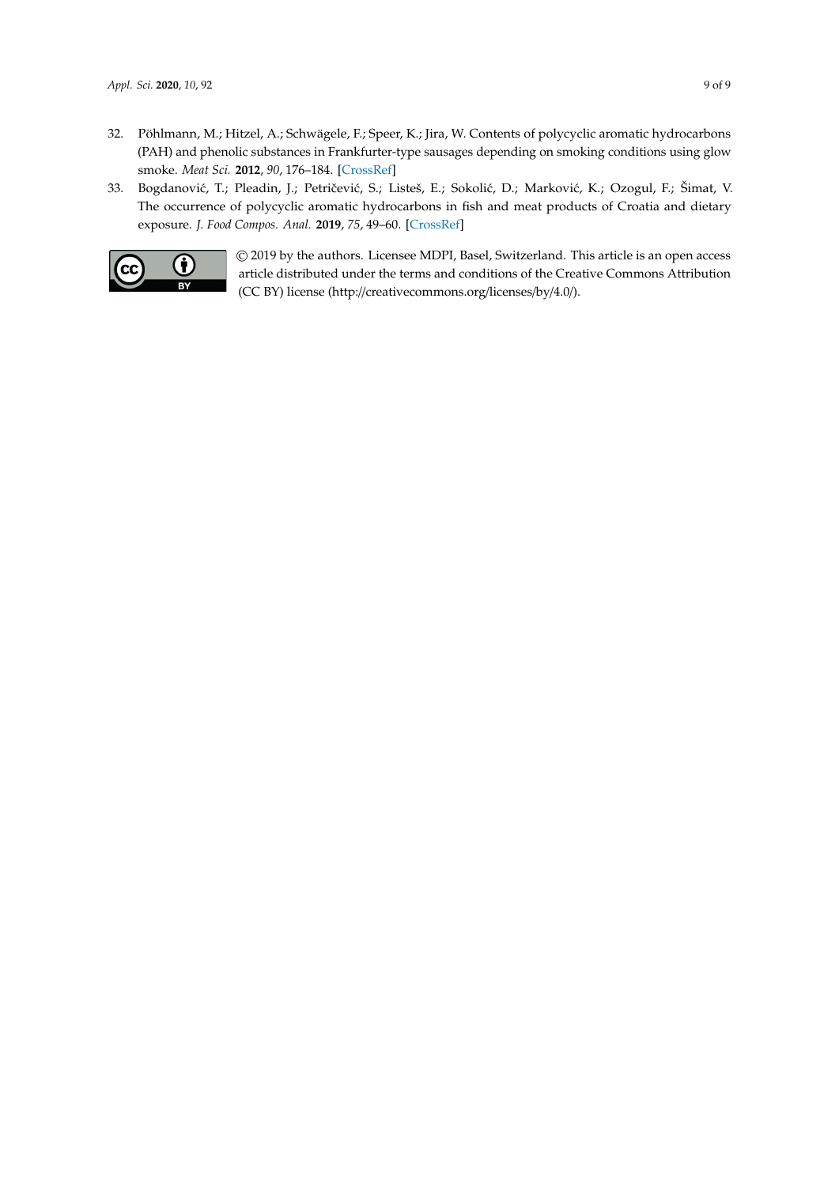32. Pöhlmann, M.; Hitzel, A.; Schwägele, F.; Speer, K.; Jira, W. Contents of polycyclic aromatic hydrocarbons (PAH) and phenolic substances in Frankfurter-type sausages depending on smoking conditions using glow smoke. *Meat Sci.* **2012**, *90*, 176–184. [CrossRef]
33. Bogdanović, T.; Pleadin, J.; Petričević, S.; Listeš, E.; Sokolić, D.; Marković, K.; Ozogul, F.; Šimat, V. The occurrence of polycyclic aromatic hydrocarbons in fish and meat products of Croatia and dietary exposure. *J. Food Compos. Anal.* **2019**, *75*, 49–60. [CrossRef]

© 2019 by the authors. Licensee MDPI, Basel, Switzerland. This article is an open access article distributed under the terms and conditions of the Creative Commons Attribution (CC BY) license (http://creativecommons.org/licenses/by/4.0/).